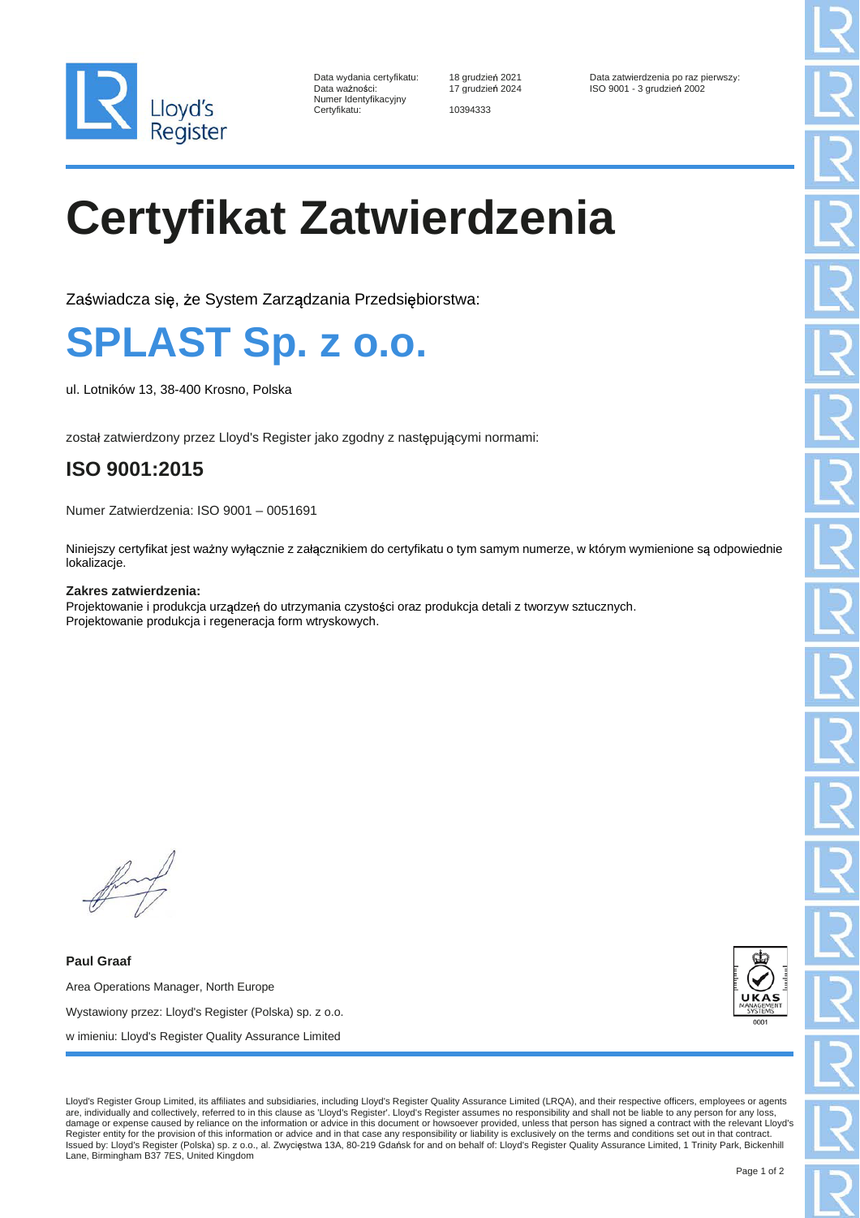Lloyd's Register

| | | |
|---|---|---|
| Data wydania certyfikatu: | 18 grudzień 2021 | Data zatwierdzenia po raz pierwszy: |
| Data ważności: | 17 grudzień 2024 | ISO 9001 - 3 grudzień 2002 |
| Numer Identyfikacyjny Certyfikatu: | 10394333 | |

# Certyfikat Zatwierdzenia

Zaświadcza się, że System Zarządzania Przedsiębiorstwa:

## SPLAST Sp. z o.o.

ul. Lotników 13, 38-400 Krosno, Polska

został zatwierdzony przez Lloyd's Register jako zgodny z następującymi normami:

### ISO 9001:2015

Numer Zatwierdzenia: ISO 9001 – 0051691

Niniejszy certyfikat jest ważny wyłącznie z załącznikiem do certyfikatu o tym samym numerze, w którym wymienione są odpowiednie lokalizacje.

**Zakres zatwierdzenia:**
Projektowanie i produkcja urządzeń do utrzymania czystości oraz produkcja detali z tworzyw sztucznych.
Projektowanie produkcja i regeneracja form wtryskowych.

**Paul Graaf**

Area Operations Manager, North Europe

Wystawiony przez: Lloyd's Register (Polska) sp. z o.o.

w imieniu: Lloyd's Register Quality Assurance Limited

UKAS MANAGEMENT SYSTEMS 0001

Lloyd's Register Group Limited, its affiliates and subsidiaries, including Lloyd's Register Quality Assurance Limited (LRQA), and their respective officers, employees or agents are, individually and collectively, referred to in this clause as 'Lloyd's Register'. Lloyd's Register assumes no responsibility and shall not be liable to any person for any loss, damage or expense caused by reliance on the information or advice in this document or howsoever provided, unless that person has signed a contract with the relevant Lloyd's Register entity for the provision of this information or advice and in that case any responsibility or liability is exclusively on the terms and conditions set out in that contract.
Issued by: Lloyd's Register (Polska) sp. z o.o., al. Zwycięstwa 13A, 80-219 Gdańsk for and on behalf of: Lloyd's Register Quality Assurance Limited, 1 Trinity Park, Bickenhill Lane, Birmingham B37 7ES, United Kingdom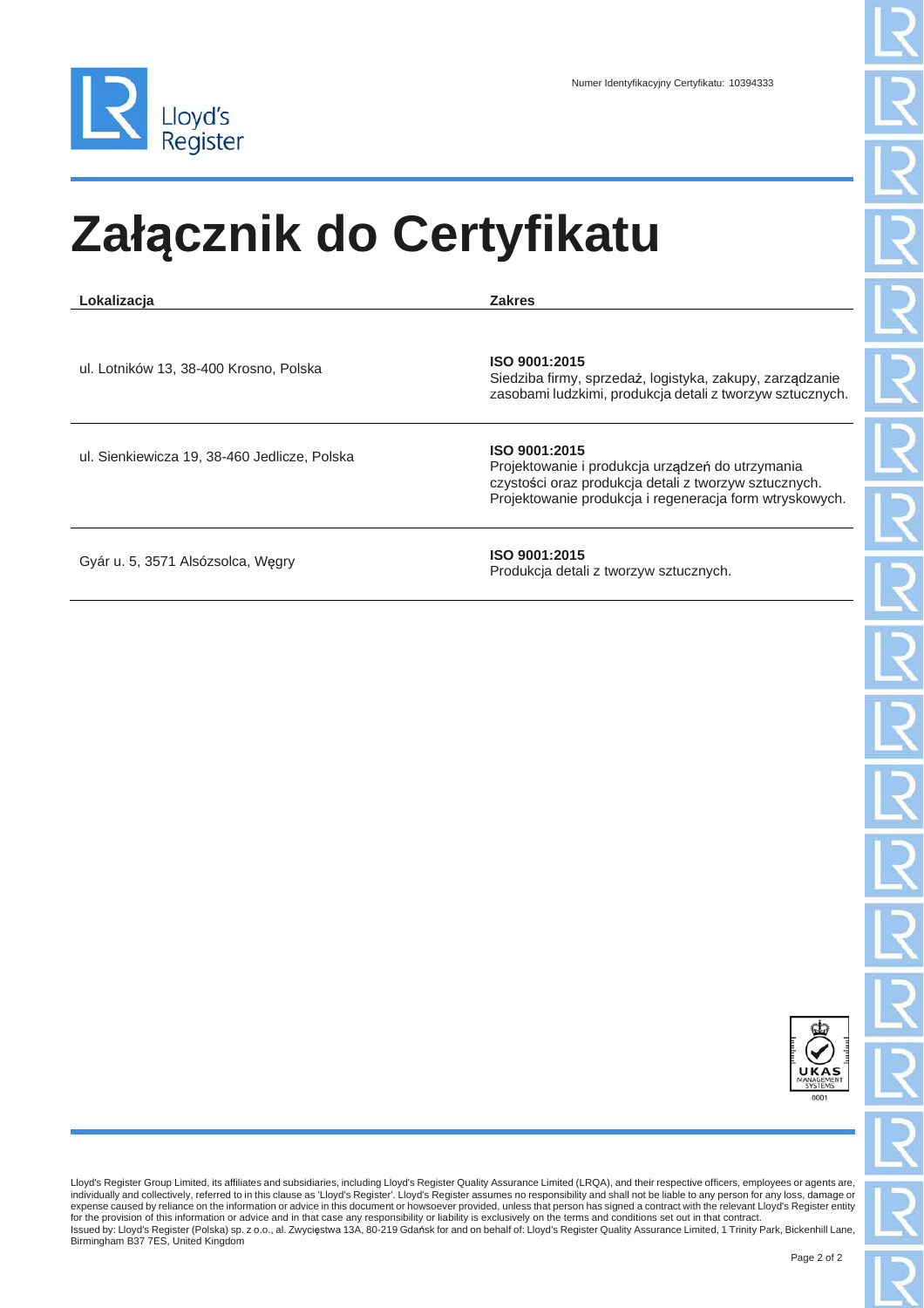Numer Identyfikacyjny Certyfikatu: 10394333

# Załącznik do Certyfikatu

| Lokalizacja | Zakres |
| --- | --- |
| ul. Lotników 13, 38-400 Krosno, Polska | **ISO 9001:2015**<br>Siedziba firmy, sprzedaż, logistyka, zakupy, zarządzanie zasobami ludzkimi, produkcja detali z tworzyw sztucznych. |
| ul. Sienkiewicza 19, 38-460 Jedlicze, Polska | **ISO 9001:2015**<br>Projektowanie i produkcja urządzeń do utrzymania czystości oraz produkcja detali z tworzyw sztucznych. Projektowanie produkcja i regeneracja form wtryskowych. |
| Gyár u. 5, 3571 Alsózsolca, Węgry | **ISO 9001:2015**<br>Produkcja detali z tworzyw sztucznych. |

UKAS MANAGEMENT SYSTEMS 0001

Lloyd's Register Group Limited, its affiliates and subsidiaries, including Lloyd's Register Quality Assurance Limited (LRQA), and their respective officers, employees or agents are, individually and collectively, referred to in this clause as 'Lloyd's Register'. Lloyd's Register assumes no responsibility and shall not be liable to any person for any loss, damage or expense caused by reliance on the information or advice in this document or howsoever provided, unless that person has signed a contract with the relevant Lloyd's Register entity for the provision of this information or advice and in that case any responsibility or liability is exclusively on the terms and conditions set out in that contract.
Issued by: Lloyd's Register (Polska) sp. z o.o., al. Zwycięstwa 13A, 80-219 Gdańsk for and on behalf of: Lloyd's Register Quality Assurance Limited, 1 Trinity Park, Bickenhill Lane, Birmingham B37 7ES, United Kingdom